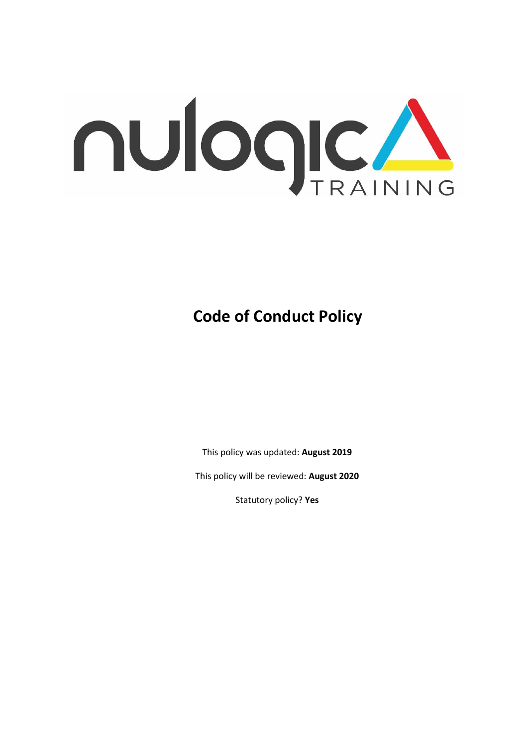nulogic TRAINING

# Code of Conduct Policy

This policy was updated: **August 2019**

This policy will be reviewed: **August 2020**

Statutory policy? **Yes**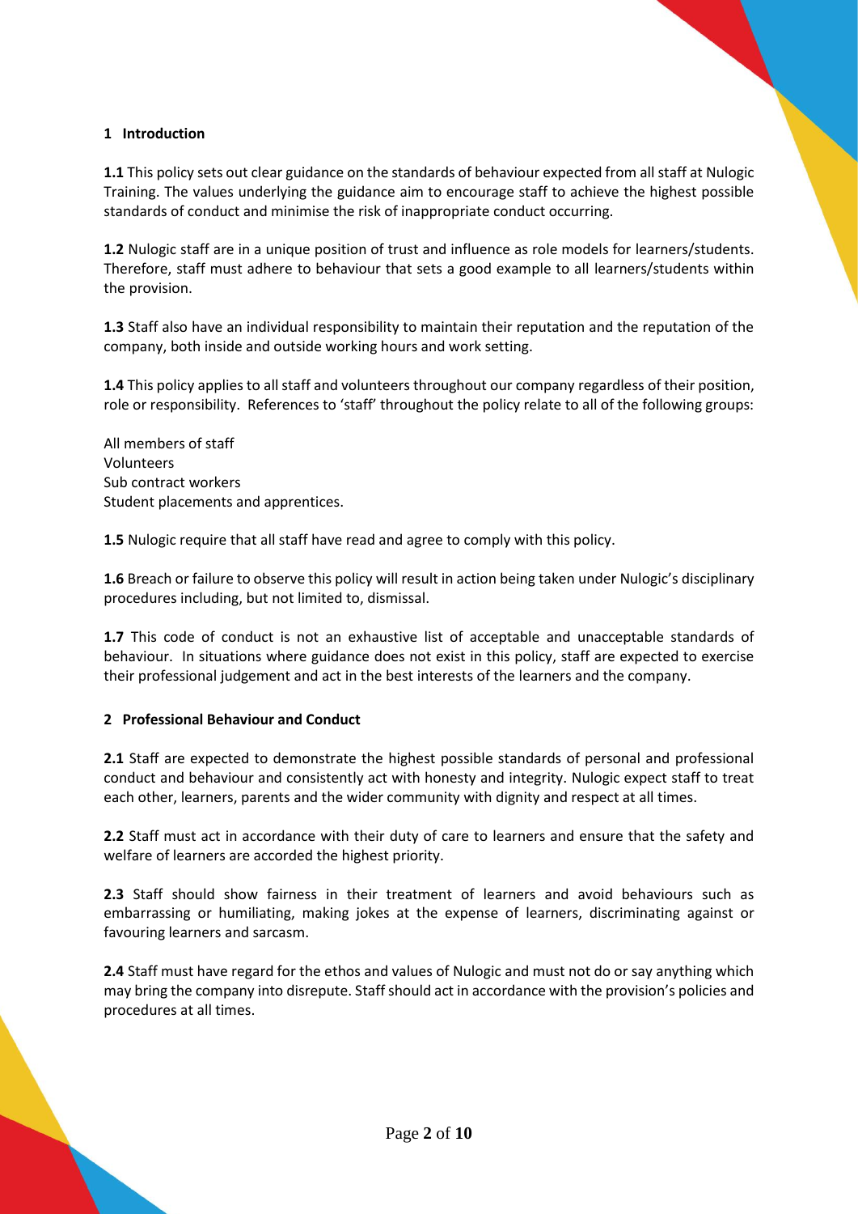## 1 Introduction

**1.1** This policy sets out clear guidance on the standards of behaviour expected from all staff at Nulogic Training. The values underlying the guidance aim to encourage staff to achieve the highest possible standards of conduct and minimise the risk of inappropriate conduct occurring.

**1.2** Nulogic staff are in a unique position of trust and influence as role models for learners/students. Therefore, staff must adhere to behaviour that sets a good example to all learners/students within the provision.

**1.3** Staff also have an individual responsibility to maintain their reputation and the reputation of the company, both inside and outside working hours and work setting.

**1.4** This policy applies to all staff and volunteers throughout our company regardless of their position, role or responsibility. References to 'staff' throughout the policy relate to all of the following groups:

All members of staff
Volunteers
Sub contract workers
Student placements and apprentices.

**1.5** Nulogic require that all staff have read and agree to comply with this policy.

**1.6** Breach or failure to observe this policy will result in action being taken under Nulogic's disciplinary procedures including, but not limited to, dismissal.

**1.7** This code of conduct is not an exhaustive list of acceptable and unacceptable standards of behaviour. In situations where guidance does not exist in this policy, staff are expected to exercise their professional judgement and act in the best interests of the learners and the company.

## 2 Professional Behaviour and Conduct

**2.1** Staff are expected to demonstrate the highest possible standards of personal and professional conduct and behaviour and consistently act with honesty and integrity. Nulogic expect staff to treat each other, learners, parents and the wider community with dignity and respect at all times.

**2.2** Staff must act in accordance with their duty of care to learners and ensure that the safety and welfare of learners are accorded the highest priority.

**2.3** Staff should show fairness in their treatment of learners and avoid behaviours such as embarrassing or humiliating, making jokes at the expense of learners, discriminating against or favouring learners and sarcasm.

**2.4** Staff must have regard for the ethos and values of Nulogic and must not do or say anything which may bring the company into disrepute. Staff should act in accordance with the provision's policies and procedures at all times.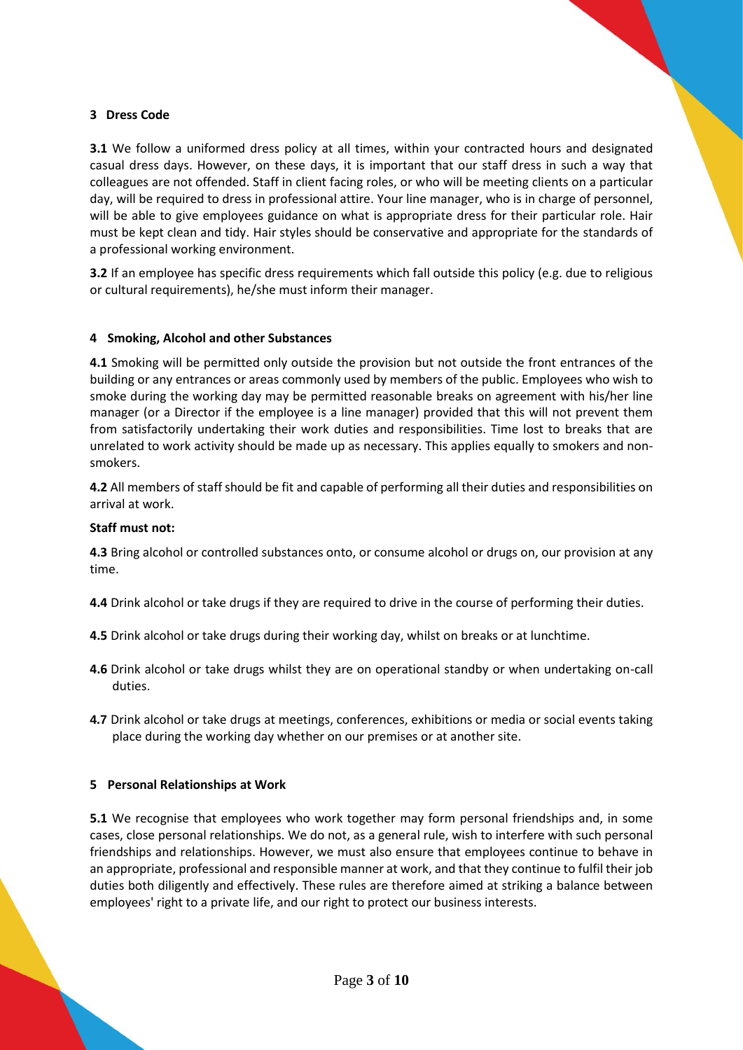## 3 Dress Code

**3.1** We follow a uniformed dress policy at all times, within your contracted hours and designated casual dress days. However, on these days, it is important that our staff dress in such a way that colleagues are not offended. Staff in client facing roles, or who will be meeting clients on a particular day, will be required to dress in professional attire. Your line manager, who is in charge of personnel, will be able to give employees guidance on what is appropriate dress for their particular role. Hair must be kept clean and tidy. Hair styles should be conservative and appropriate for the standards of a professional working environment.

**3.2** If an employee has specific dress requirements which fall outside this policy (e.g. due to religious or cultural requirements), he/she must inform their manager.

## 4 Smoking, Alcohol and other Substances

**4.1** Smoking will be permitted only outside the provision but not outside the front entrances of the building or any entrances or areas commonly used by members of the public. Employees who wish to smoke during the working day may be permitted reasonable breaks on agreement with his/her line manager (or a Director if the employee is a line manager) provided that this will not prevent them from satisfactorily undertaking their work duties and responsibilities. Time lost to breaks that are unrelated to work activity should be made up as necessary. This applies equally to smokers and non-smokers.

**4.2** All members of staff should be fit and capable of performing all their duties and responsibilities on arrival at work.

**Staff must not:**

**4.3** Bring alcohol or controlled substances onto, or consume alcohol or drugs on, our provision at any time.

**4.4** Drink alcohol or take drugs if they are required to drive in the course of performing their duties.

**4.5** Drink alcohol or take drugs during their working day, whilst on breaks or at lunchtime.

**4.6** Drink alcohol or take drugs whilst they are on operational standby or when undertaking on-call duties.

**4.7** Drink alcohol or take drugs at meetings, conferences, exhibitions or media or social events taking place during the working day whether on our premises or at another site.

## 5 Personal Relationships at Work

**5.1** We recognise that employees who work together may form personal friendships and, in some cases, close personal relationships. We do not, as a general rule, wish to interfere with such personal friendships and relationships. However, we must also ensure that employees continue to behave in an appropriate, professional and responsible manner at work, and that they continue to fulfil their job duties both diligently and effectively. These rules are therefore aimed at striking a balance between employees' right to a private life, and our right to protect our business interests.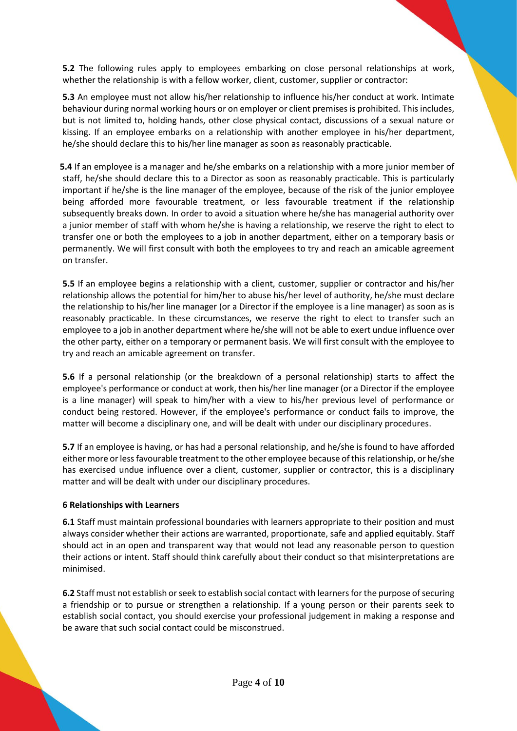**5.2** The following rules apply to employees embarking on close personal relationships at work, whether the relationship is with a fellow worker, client, customer, supplier or contractor:

**5.3** An employee must not allow his/her relationship to influence his/her conduct at work. Intimate behaviour during normal working hours or on employer or client premises is prohibited. This includes, but is not limited to, holding hands, other close physical contact, discussions of a sexual nature or kissing. If an employee embarks on a relationship with another employee in his/her department, he/she should declare this to his/her line manager as soon as reasonably practicable.

**5.4** If an employee is a manager and he/she embarks on a relationship with a more junior member of staff, he/she should declare this to a Director as soon as reasonably practicable. This is particularly important if he/she is the line manager of the employee, because of the risk of the junior employee being afforded more favourable treatment, or less favourable treatment if the relationship subsequently breaks down. In order to avoid a situation where he/she has managerial authority over a junior member of staff with whom he/she is having a relationship, we reserve the right to elect to transfer one or both the employees to a job in another department, either on a temporary basis or permanently. We will first consult with both the employees to try and reach an amicable agreement on transfer.

**5.5** If an employee begins a relationship with a client, customer, supplier or contractor and his/her relationship allows the potential for him/her to abuse his/her level of authority, he/she must declare the relationship to his/her line manager (or a Director if the employee is a line manager) as soon as is reasonably practicable. In these circumstances, we reserve the right to elect to transfer such an employee to a job in another department where he/she will not be able to exert undue influence over the other party, either on a temporary or permanent basis. We will first consult with the employee to try and reach an amicable agreement on transfer.

**5.6** If a personal relationship (or the breakdown of a personal relationship) starts to affect the employee's performance or conduct at work, then his/her line manager (or a Director if the employee is a line manager) will speak to him/her with a view to his/her previous level of performance or conduct being restored. However, if the employee's performance or conduct fails to improve, the matter will become a disciplinary one, and will be dealt with under our disciplinary procedures.

**5.7** If an employee is having, or has had a personal relationship, and he/she is found to have afforded either more or less favourable treatment to the other employee because of this relationship, or he/she has exercised undue influence over a client, customer, supplier or contractor, this is a disciplinary matter and will be dealt with under our disciplinary procedures.

**6 Relationships with Learners**

**6.1** Staff must maintain professional boundaries with learners appropriate to their position and must always consider whether their actions are warranted, proportionate, safe and applied equitably. Staff should act in an open and transparent way that would not lead any reasonable person to question their actions or intent. Staff should think carefully about their conduct so that misinterpretations are minimised.

**6.2** Staff must not establish or seek to establish social contact with learners for the purpose of securing a friendship or to pursue or strengthen a relationship. If a young person or their parents seek to establish social contact, you should exercise your professional judgement in making a response and be aware that such social contact could be misconstrued.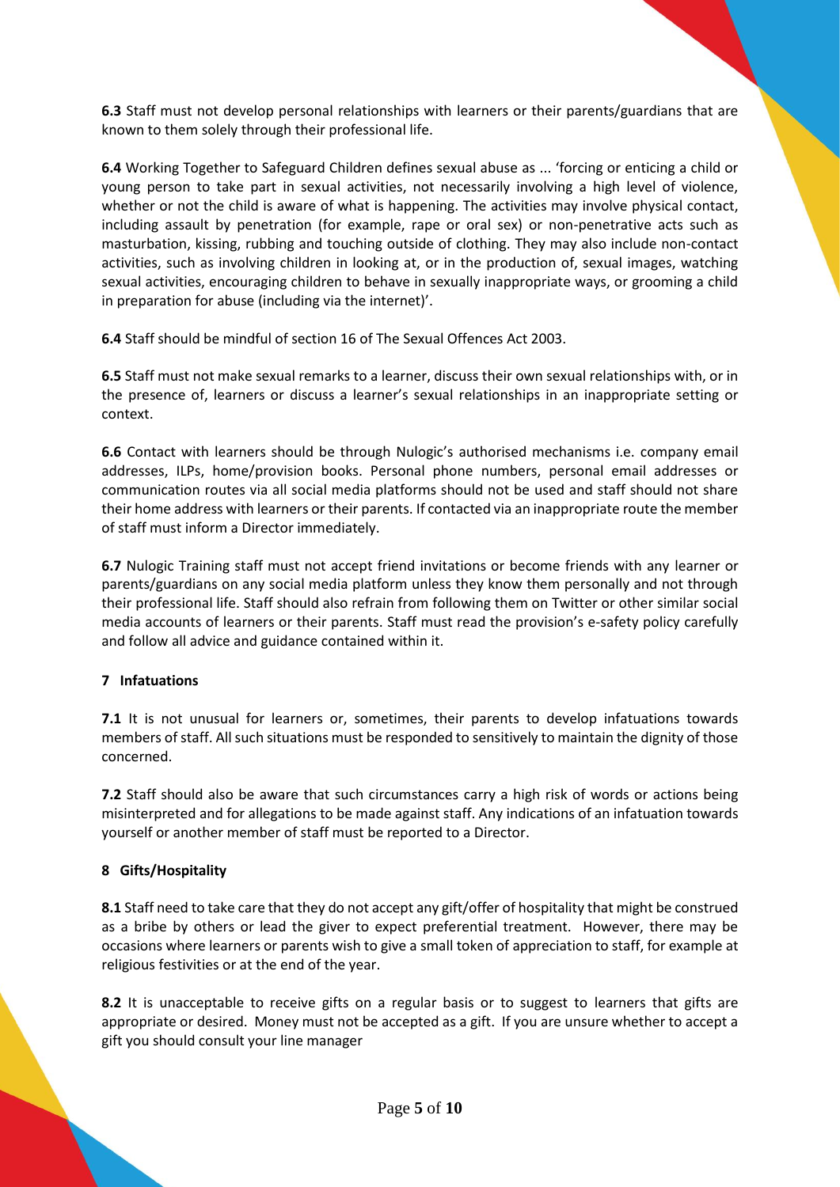**6.3** Staff must not develop personal relationships with learners or their parents/guardians that are known to them solely through their professional life.

**6.4** Working Together to Safeguard Children defines sexual abuse as ... 'forcing or enticing a child or young person to take part in sexual activities, not necessarily involving a high level of violence, whether or not the child is aware of what is happening. The activities may involve physical contact, including assault by penetration (for example, rape or oral sex) or non-penetrative acts such as masturbation, kissing, rubbing and touching outside of clothing. They may also include non-contact activities, such as involving children in looking at, or in the production of, sexual images, watching sexual activities, encouraging children to behave in sexually inappropriate ways, or grooming a child in preparation for abuse (including via the internet)'.

**6.4** Staff should be mindful of section 16 of The Sexual Offences Act 2003.

**6.5** Staff must not make sexual remarks to a learner, discuss their own sexual relationships with, or in the presence of, learners or discuss a learner's sexual relationships in an inappropriate setting or context.

**6.6** Contact with learners should be through Nulogic's authorised mechanisms i.e. company email addresses, ILPs, home/provision books. Personal phone numbers, personal email addresses or communication routes via all social media platforms should not be used and staff should not share their home address with learners or their parents. If contacted via an inappropriate route the member of staff must inform a Director immediately.

**6.7** Nulogic Training staff must not accept friend invitations or become friends with any learner or parents/guardians on any social media platform unless they know them personally and not through their professional life. Staff should also refrain from following them on Twitter or other similar social media accounts of learners or their parents. Staff must read the provision's e-safety policy carefully and follow all advice and guidance contained within it.

## 7 Infatuations

**7.1** It is not unusual for learners or, sometimes, their parents to develop infatuations towards members of staff. All such situations must be responded to sensitively to maintain the dignity of those concerned.

**7.2** Staff should also be aware that such circumstances carry a high risk of words or actions being misinterpreted and for allegations to be made against staff. Any indications of an infatuation towards yourself or another member of staff must be reported to a Director.

## 8 Gifts/Hospitality

**8.1** Staff need to take care that they do not accept any gift/offer of hospitality that might be construed as a bribe by others or lead the giver to expect preferential treatment. However, there may be occasions where learners or parents wish to give a small token of appreciation to staff, for example at religious festivities or at the end of the year.

**8.2** It is unacceptable to receive gifts on a regular basis or to suggest to learners that gifts are appropriate or desired. Money must not be accepted as a gift. If you are unsure whether to accept a gift you should consult your line manager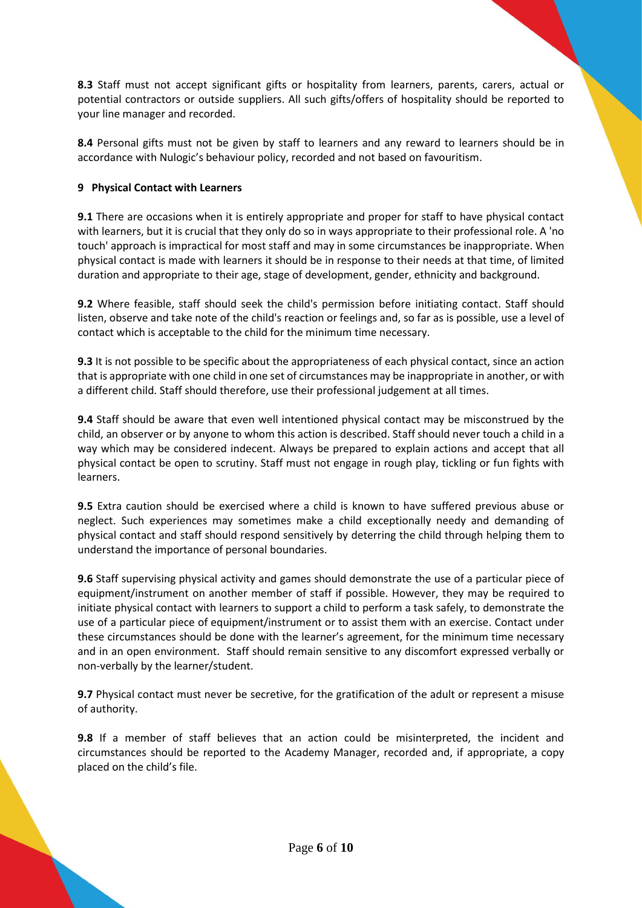**8.3** Staff must not accept significant gifts or hospitality from learners, parents, carers, actual or potential contractors or outside suppliers. All such gifts/offers of hospitality should be reported to your line manager and recorded.

**8.4** Personal gifts must not be given by staff to learners and any reward to learners should be in accordance with Nulogic's behaviour policy, recorded and not based on favouritism.

## 9 Physical Contact with Learners

**9.1** There are occasions when it is entirely appropriate and proper for staff to have physical contact with learners, but it is crucial that they only do so in ways appropriate to their professional role. A 'no touch' approach is impractical for most staff and may in some circumstances be inappropriate. When physical contact is made with learners it should be in response to their needs at that time, of limited duration and appropriate to their age, stage of development, gender, ethnicity and background.

**9.2** Where feasible, staff should seek the child's permission before initiating contact. Staff should listen, observe and take note of the child's reaction or feelings and, so far as is possible, use a level of contact which is acceptable to the child for the minimum time necessary.

**9.3** It is not possible to be specific about the appropriateness of each physical contact, since an action that is appropriate with one child in one set of circumstances may be inappropriate in another, or with a different child. Staff should therefore, use their professional judgement at all times.

**9.4** Staff should be aware that even well intentioned physical contact may be misconstrued by the child, an observer or by anyone to whom this action is described. Staff should never touch a child in a way which may be considered indecent. Always be prepared to explain actions and accept that all physical contact be open to scrutiny. Staff must not engage in rough play, tickling or fun fights with learners.

**9.5** Extra caution should be exercised where a child is known to have suffered previous abuse or neglect. Such experiences may sometimes make a child exceptionally needy and demanding of physical contact and staff should respond sensitively by deterring the child through helping them to understand the importance of personal boundaries.

**9.6** Staff supervising physical activity and games should demonstrate the use of a particular piece of equipment/instrument on another member of staff if possible. However, they may be required to initiate physical contact with learners to support a child to perform a task safely, to demonstrate the use of a particular piece of equipment/instrument or to assist them with an exercise. Contact under these circumstances should be done with the learner's agreement, for the minimum time necessary and in an open environment. Staff should remain sensitive to any discomfort expressed verbally or non-verbally by the learner/student.

**9.7** Physical contact must never be secretive, for the gratification of the adult or represent a misuse of authority.

**9.8** If a member of staff believes that an action could be misinterpreted, the incident and circumstances should be reported to the Academy Manager, recorded and, if appropriate, a copy placed on the child's file.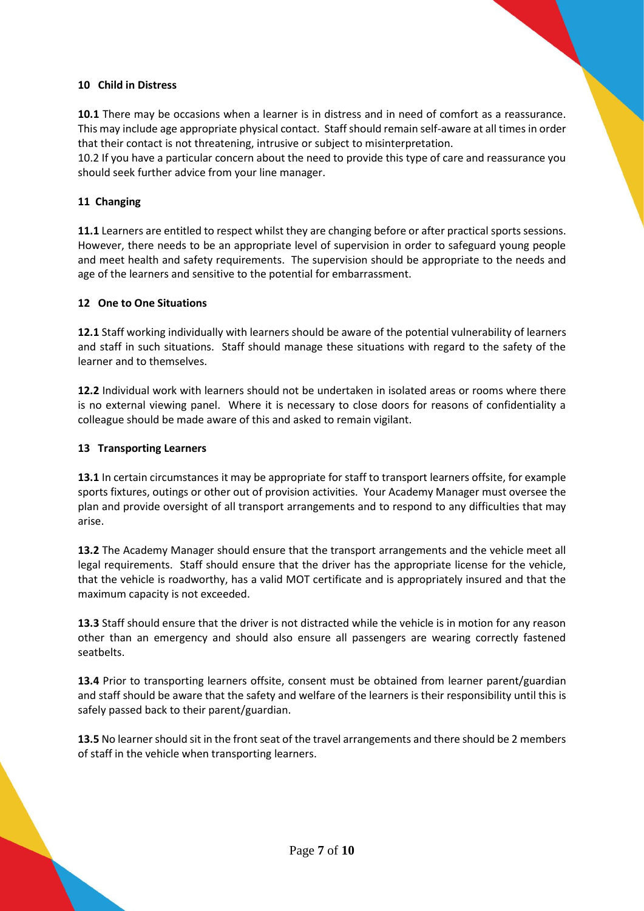## 10 Child in Distress

**10.1** There may be occasions when a learner is in distress and in need of comfort as a reassurance. This may include age appropriate physical contact. Staff should remain self-aware at all times in order that their contact is not threatening, intrusive or subject to misinterpretation.
10.2 If you have a particular concern about the need to provide this type of care and reassurance you should seek further advice from your line manager.

## 11 Changing

**11.1** Learners are entitled to respect whilst they are changing before or after practical sports sessions. However, there needs to be an appropriate level of supervision in order to safeguard young people and meet health and safety requirements. The supervision should be appropriate to the needs and age of the learners and sensitive to the potential for embarrassment.

## 12 One to One Situations

**12.1** Staff working individually with learners should be aware of the potential vulnerability of learners and staff in such situations. Staff should manage these situations with regard to the safety of the learner and to themselves.

**12.2** Individual work with learners should not be undertaken in isolated areas or rooms where there is no external viewing panel. Where it is necessary to close doors for reasons of confidentiality a colleague should be made aware of this and asked to remain vigilant.

## 13 Transporting Learners

**13.1** In certain circumstances it may be appropriate for staff to transport learners offsite, for example sports fixtures, outings or other out of provision activities. Your Academy Manager must oversee the plan and provide oversight of all transport arrangements and to respond to any difficulties that may arise.

**13.2** The Academy Manager should ensure that the transport arrangements and the vehicle meet all legal requirements. Staff should ensure that the driver has the appropriate license for the vehicle, that the vehicle is roadworthy, has a valid MOT certificate and is appropriately insured and that the maximum capacity is not exceeded.

**13.3** Staff should ensure that the driver is not distracted while the vehicle is in motion for any reason other than an emergency and should also ensure all passengers are wearing correctly fastened seatbelts.

**13.4** Prior to transporting learners offsite, consent must be obtained from learner parent/guardian and staff should be aware that the safety and welfare of the learners is their responsibility until this is safely passed back to their parent/guardian.

**13.5** No learner should sit in the front seat of the travel arrangements and there should be 2 members of staff in the vehicle when transporting learners.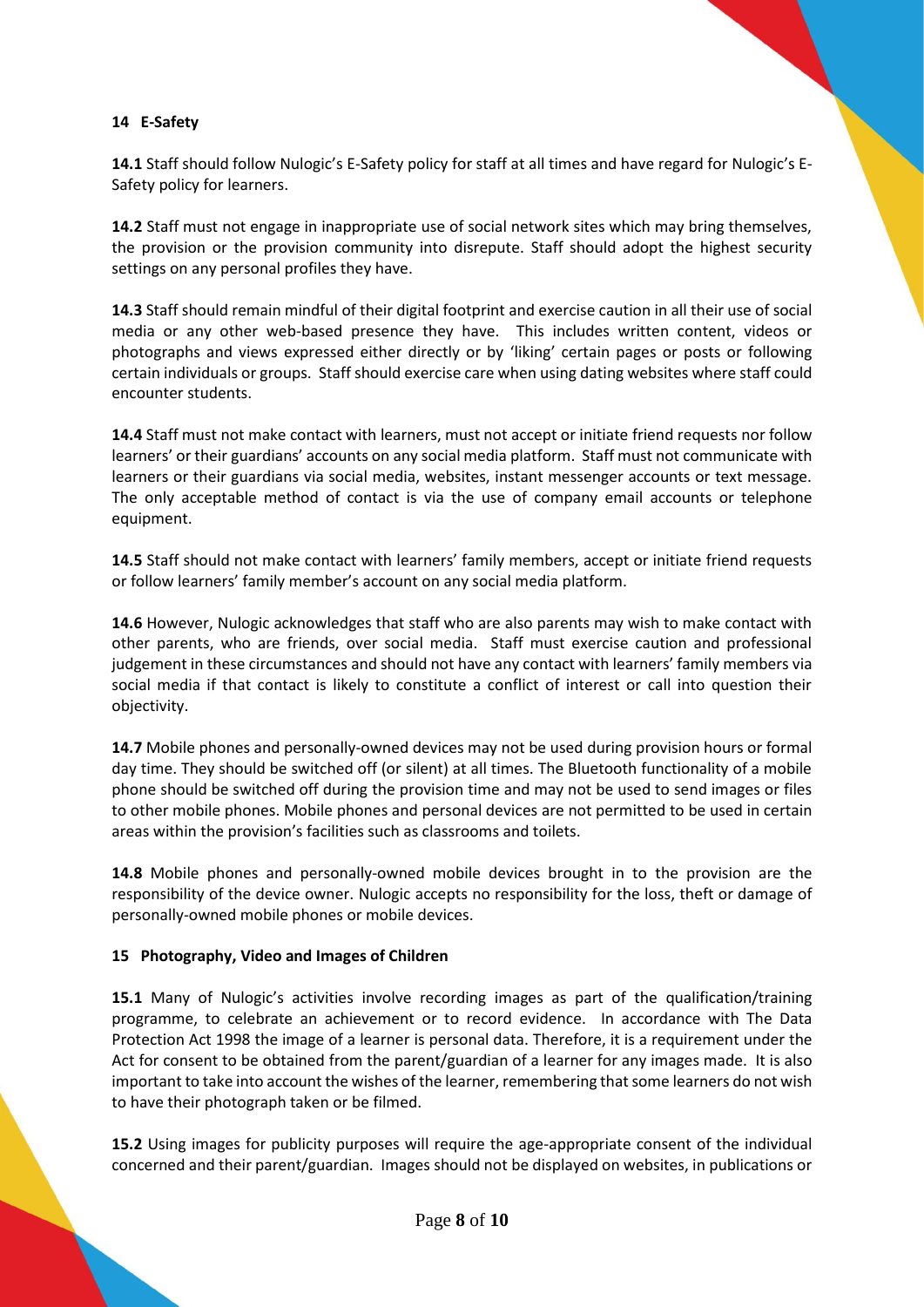## 14 E-Safety

**14.1** Staff should follow Nulogic's E-Safety policy for staff at all times and have regard for Nulogic's E-Safety policy for learners.

**14.2** Staff must not engage in inappropriate use of social network sites which may bring themselves, the provision or the provision community into disrepute. Staff should adopt the highest security settings on any personal profiles they have.

**14.3** Staff should remain mindful of their digital footprint and exercise caution in all their use of social media or any other web-based presence they have. This includes written content, videos or photographs and views expressed either directly or by 'liking' certain pages or posts or following certain individuals or groups. Staff should exercise care when using dating websites where staff could encounter students.

**14.4** Staff must not make contact with learners, must not accept or initiate friend requests nor follow learners' or their guardians' accounts on any social media platform. Staff must not communicate with learners or their guardians via social media, websites, instant messenger accounts or text message. The only acceptable method of contact is via the use of company email accounts or telephone equipment.

**14.5** Staff should not make contact with learners' family members, accept or initiate friend requests or follow learners' family member's account on any social media platform.

**14.6** However, Nulogic acknowledges that staff who are also parents may wish to make contact with other parents, who are friends, over social media. Staff must exercise caution and professional judgement in these circumstances and should not have any contact with learners' family members via social media if that contact is likely to constitute a conflict of interest or call into question their objectivity.

**14.7** Mobile phones and personally-owned devices may not be used during provision hours or formal day time. They should be switched off (or silent) at all times. The Bluetooth functionality of a mobile phone should be switched off during the provision time and may not be used to send images or files to other mobile phones. Mobile phones and personal devices are not permitted to be used in certain areas within the provision's facilities such as classrooms and toilets.

**14.8** Mobile phones and personally-owned mobile devices brought in to the provision are the responsibility of the device owner. Nulogic accepts no responsibility for the loss, theft or damage of personally-owned mobile phones or mobile devices.

## 15 Photography, Video and Images of Children

**15.1** Many of Nulogic's activities involve recording images as part of the qualification/training programme, to celebrate an achievement or to record evidence. In accordance with The Data Protection Act 1998 the image of a learner is personal data. Therefore, it is a requirement under the Act for consent to be obtained from the parent/guardian of a learner for any images made. It is also important to take into account the wishes of the learner, remembering that some learners do not wish to have their photograph taken or be filmed.

**15.2** Using images for publicity purposes will require the age-appropriate consent of the individual concerned and their parent/guardian. Images should not be displayed on websites, in publications or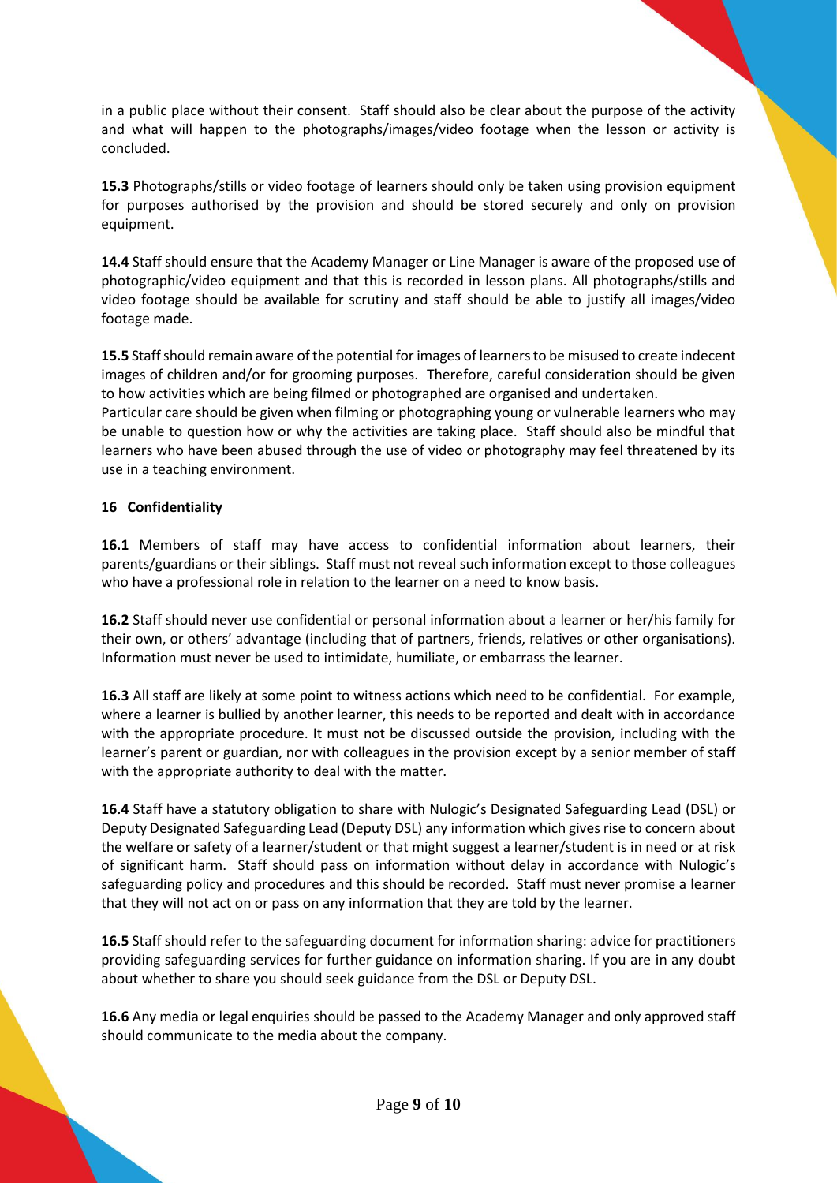in a public place without their consent. Staff should also be clear about the purpose of the activity and what will happen to the photographs/images/video footage when the lesson or activity is concluded.

**15.3** Photographs/stills or video footage of learners should only be taken using provision equipment for purposes authorised by the provision and should be stored securely and only on provision equipment.

**14.4** Staff should ensure that the Academy Manager or Line Manager is aware of the proposed use of photographic/video equipment and that this is recorded in lesson plans. All photographs/stills and video footage should be available for scrutiny and staff should be able to justify all images/video footage made.

**15.5** Staff should remain aware of the potential for images of learners to be misused to create indecent images of children and/or for grooming purposes. Therefore, careful consideration should be given to how activities which are being filmed or photographed are organised and undertaken.
Particular care should be given when filming or photographing young or vulnerable learners who may be unable to question how or why the activities are taking place. Staff should also be mindful that learners who have been abused through the use of video or photography may feel threatened by its use in a teaching environment.

**16 Confidentiality**

**16.1** Members of staff may have access to confidential information about learners, their parents/guardians or their siblings. Staff must not reveal such information except to those colleagues who have a professional role in relation to the learner on a need to know basis.

**16.2** Staff should never use confidential or personal information about a learner or her/his family for their own, or others' advantage (including that of partners, friends, relatives or other organisations). Information must never be used to intimidate, humiliate, or embarrass the learner.

**16.3** All staff are likely at some point to witness actions which need to be confidential. For example, where a learner is bullied by another learner, this needs to be reported and dealt with in accordance with the appropriate procedure. It must not be discussed outside the provision, including with the learner's parent or guardian, nor with colleagues in the provision except by a senior member of staff with the appropriate authority to deal with the matter.

**16.4** Staff have a statutory obligation to share with Nulogic's Designated Safeguarding Lead (DSL) or Deputy Designated Safeguarding Lead (Deputy DSL) any information which gives rise to concern about the welfare or safety of a learner/student or that might suggest a learner/student is in need or at risk of significant harm. Staff should pass on information without delay in accordance with Nulogic's safeguarding policy and procedures and this should be recorded. Staff must never promise a learner that they will not act on or pass on any information that they are told by the learner.

**16.5** Staff should refer to the safeguarding document for information sharing: advice for practitioners providing safeguarding services for further guidance on information sharing. If you are in any doubt about whether to share you should seek guidance from the DSL or Deputy DSL.

**16.6** Any media or legal enquiries should be passed to the Academy Manager and only approved staff should communicate to the media about the company.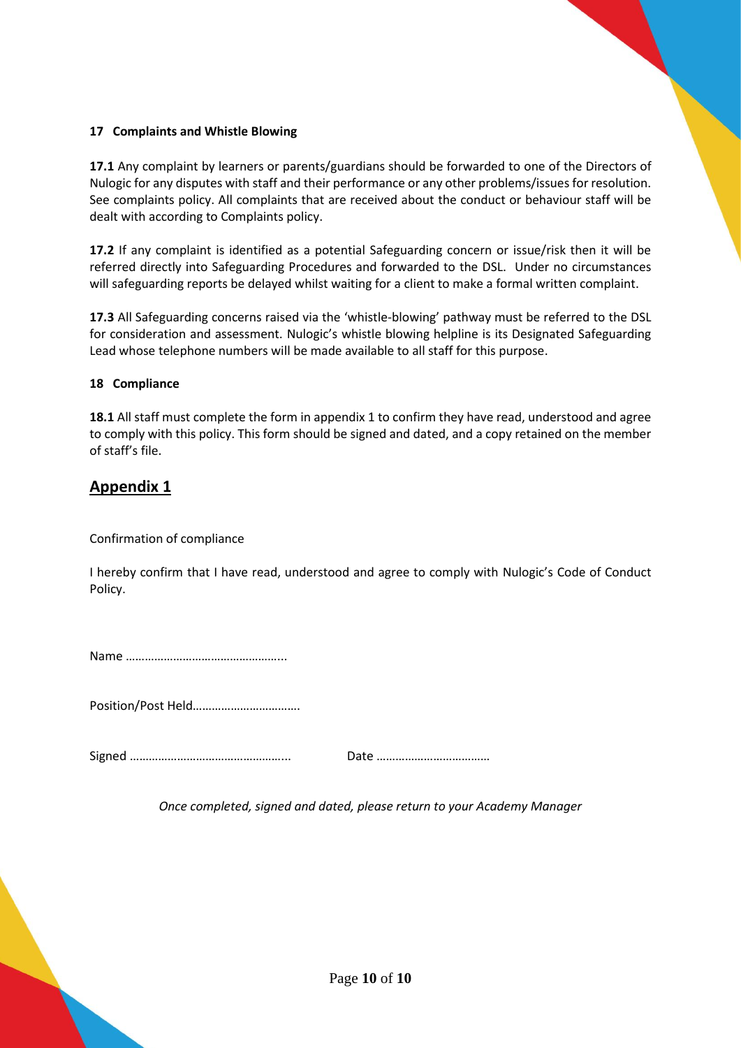## 17 Complaints and Whistle Blowing

**17.1** Any complaint by learners or parents/guardians should be forwarded to one of the Directors of Nulogic for any disputes with staff and their performance or any other problems/issues for resolution. See complaints policy. All complaints that are received about the conduct or behaviour staff will be dealt with according to Complaints policy.

**17.2** If any complaint is identified as a potential Safeguarding concern or issue/risk then it will be referred directly into Safeguarding Procedures and forwarded to the DSL. Under no circumstances will safeguarding reports be delayed whilst waiting for a client to make a formal written complaint.

**17.3** All Safeguarding concerns raised via the 'whistle-blowing' pathway must be referred to the DSL for consideration and assessment. Nulogic's whistle blowing helpline is its Designated Safeguarding Lead whose telephone numbers will be made available to all staff for this purpose.

## 18 Compliance

**18.1** All staff must complete the form in appendix 1 to confirm they have read, understood and agree to comply with this policy. This form should be signed and dated, and a copy retained on the member of staff's file.

# Appendix 1

Confirmation of compliance

I hereby confirm that I have read, understood and agree to comply with Nulogic's Code of Conduct Policy.

Name …………………………………………...

Position/Post Held…………………………….

Signed …………………………………………...     Date ………………………………

*Once completed, signed and dated, please return to your Academy Manager*